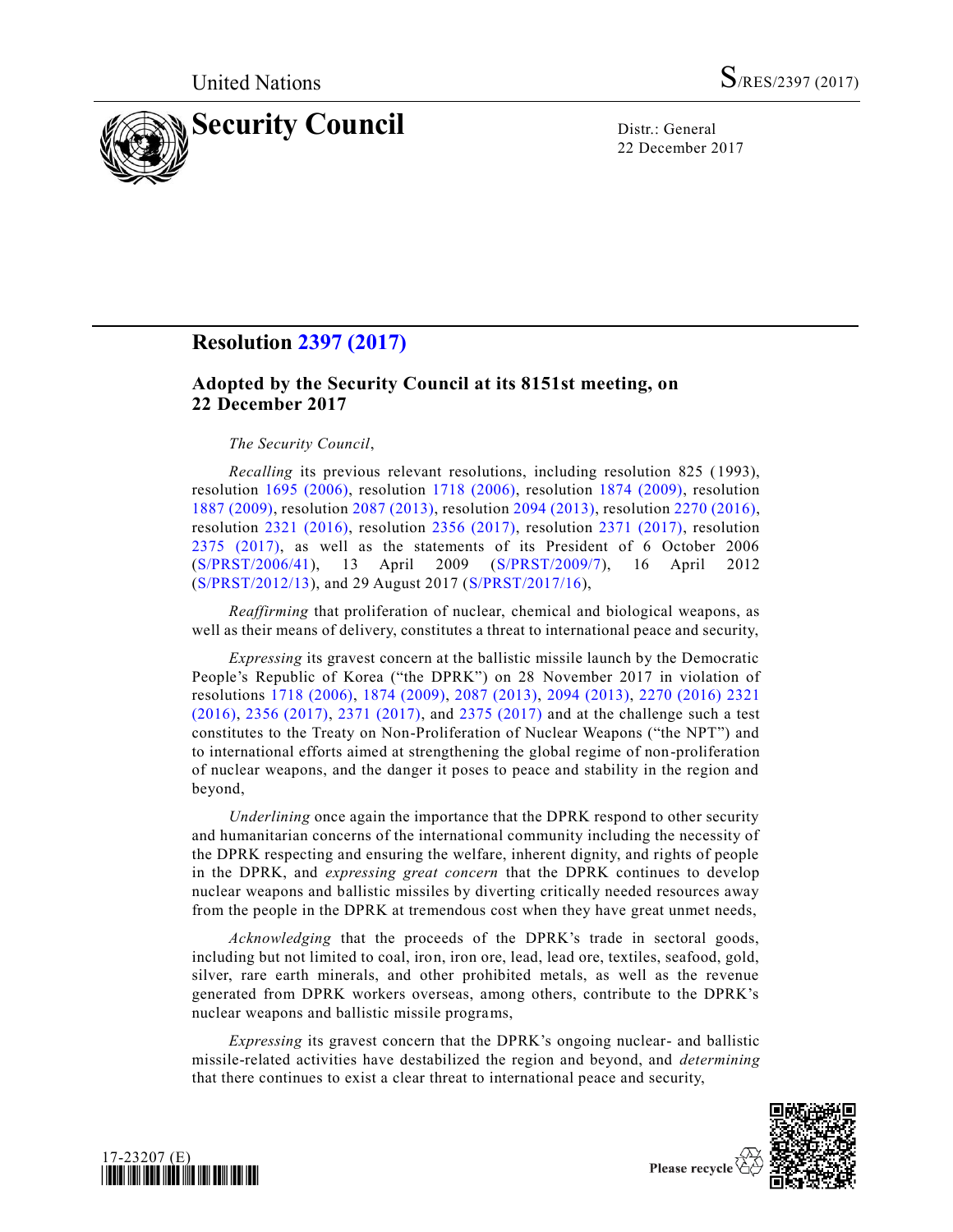United Nations S/RES/2397 (2017)

# Security Council

Distr.: General
22 December 2017

## Resolution 2397 (2017)

### Adopted by the Security Council at its 8151st meeting, on 22 December 2017

*The Security Council*,

*Recalling* its previous relevant resolutions, including resolution 825 (1993), resolution 1695 (2006), resolution 1718 (2006), resolution 1874 (2009), resolution 1887 (2009), resolution 2087 (2013), resolution 2094 (2013), resolution 2270 (2016), resolution 2321 (2016), resolution 2356 (2017), resolution 2371 (2017), resolution 2375 (2017), as well as the statements of its President of 6 October 2006 (S/PRST/2006/41), 13 April 2009 (S/PRST/2009/7), 16 April 2012 (S/PRST/2012/13), and 29 August 2017 (S/PRST/2017/16),

*Reaffirming* that proliferation of nuclear, chemical and biological weapons, as well as their means of delivery, constitutes a threat to international peace and security,

*Expressing* its gravest concern at the ballistic missile launch by the Democratic People's Republic of Korea ("the DPRK") on 28 November 2017 in violation of resolutions 1718 (2006), 1874 (2009), 2087 (2013), 2094 (2013), 2270 (2016) 2321 (2016), 2356 (2017), 2371 (2017), and 2375 (2017) and at the challenge such a test constitutes to the Treaty on Non-Proliferation of Nuclear Weapons ("the NPT") and to international efforts aimed at strengthening the global regime of non-proliferation of nuclear weapons, and the danger it poses to peace and stability in the region and beyond,

*Underlining* once again the importance that the DPRK respond to other security and humanitarian concerns of the international community including the necessity of the DPRK respecting and ensuring the welfare, inherent dignity, and rights of people in the DPRK, and *expressing great concern* that the DPRK continues to develop nuclear weapons and ballistic missiles by diverting critically needed resources away from the people in the DPRK at tremendous cost when they have great unmet needs,

*Acknowledging* that the proceeds of the DPRK's trade in sectoral goods, including but not limited to coal, iron, iron ore, lead, lead ore, textiles, seafood, gold, silver, rare earth minerals, and other prohibited metals, as well as the revenue generated from DPRK workers overseas, among others, contribute to the DPRK's nuclear weapons and ballistic missile programs,

*Expressing* its gravest concern that the DPRK's ongoing nuclear- and ballistic missile-related activities have destabilized the region and beyond, and *determining* that there continues to exist a clear threat to international peace and security,

17-23207 (E)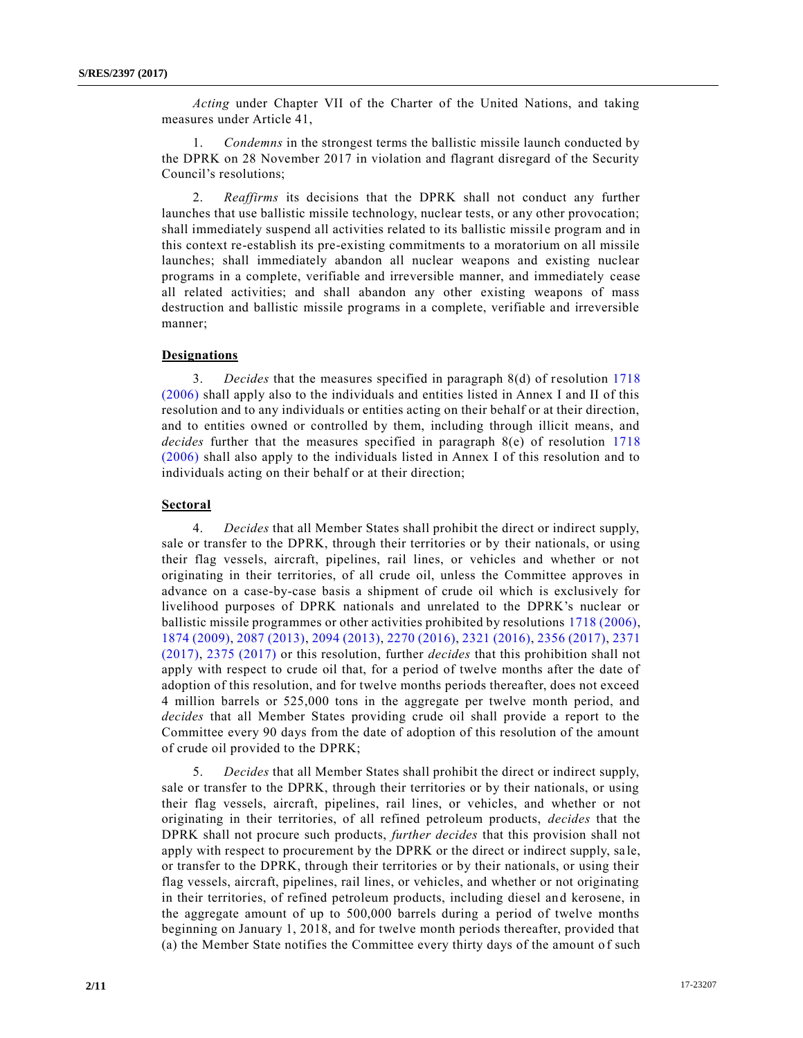*Acting* under Chapter VII of the Charter of the United Nations, and taking measures under Article 41,

1. *Condemns* in the strongest terms the ballistic missile launch conducted by the DPRK on 28 November 2017 in violation and flagrant disregard of the Security Council's resolutions;

2. *Reaffirms* its decisions that the DPRK shall not conduct any further launches that use ballistic missile technology, nuclear tests, or any other provocation; shall immediately suspend all activities related to its ballistic missile program and in this context re-establish its pre-existing commitments to a moratorium on all missile launches; shall immediately abandon all nuclear weapons and existing nuclear programs in a complete, verifiable and irreversible manner, and immediately cease all related activities; and shall abandon any other existing weapons of mass destruction and ballistic missile programs in a complete, verifiable and irreversible manner;

**Designations**

3. *Decides* that the measures specified in paragraph 8(d) of resolution 1718 (2006) shall apply also to the individuals and entities listed in Annex I and II of this resolution and to any individuals or entities acting on their behalf or at their direction, and to entities owned or controlled by them, including through illicit means, and *decides* further that the measures specified in paragraph 8(e) of resolution 1718 (2006) shall also apply to the individuals listed in Annex I of this resolution and to individuals acting on their behalf or at their direction;

**Sectoral**

4. *Decides* that all Member States shall prohibit the direct or indirect supply, sale or transfer to the DPRK, through their territories or by their nationals, or using their flag vessels, aircraft, pipelines, rail lines, or vehicles and whether or not originating in their territories, of all crude oil, unless the Committee approves in advance on a case-by-case basis a shipment of crude oil which is exclusively for livelihood purposes of DPRK nationals and unrelated to the DPRK's nuclear or ballistic missile programmes or other activities prohibited by resolutions 1718 (2006), 1874 (2009), 2087 (2013), 2094 (2013), 2270 (2016), 2321 (2016), 2356 (2017), 2371 (2017), 2375 (2017) or this resolution, further *decides* that this prohibition shall not apply with respect to crude oil that, for a period of twelve months after the date of adoption of this resolution, and for twelve months periods thereafter, does not exceed 4 million barrels or 525,000 tons in the aggregate per twelve month period, and *decides* that all Member States providing crude oil shall provide a report to the Committee every 90 days from the date of adoption of this resolution of the amount of crude oil provided to the DPRK;

5. *Decides* that all Member States shall prohibit the direct or indirect supply, sale or transfer to the DPRK, through their territories or by their nationals, or using their flag vessels, aircraft, pipelines, rail lines, or vehicles, and whether or not originating in their territories, of all refined petroleum products, *decides* that the DPRK shall not procure such products, *further decides* that this provision shall not apply with respect to procurement by the DPRK or the direct or indirect supply, sale, or transfer to the DPRK, through their territories or by their nationals, or using their flag vessels, aircraft, pipelines, rail lines, or vehicles, and whether or not originating in their territories, of refined petroleum products, including diesel and kerosene, in the aggregate amount of up to 500,000 barrels during a period of twelve months beginning on January 1, 2018, and for twelve month periods thereafter, provided that (a) the Member State notifies the Committee every thirty days of the amount of such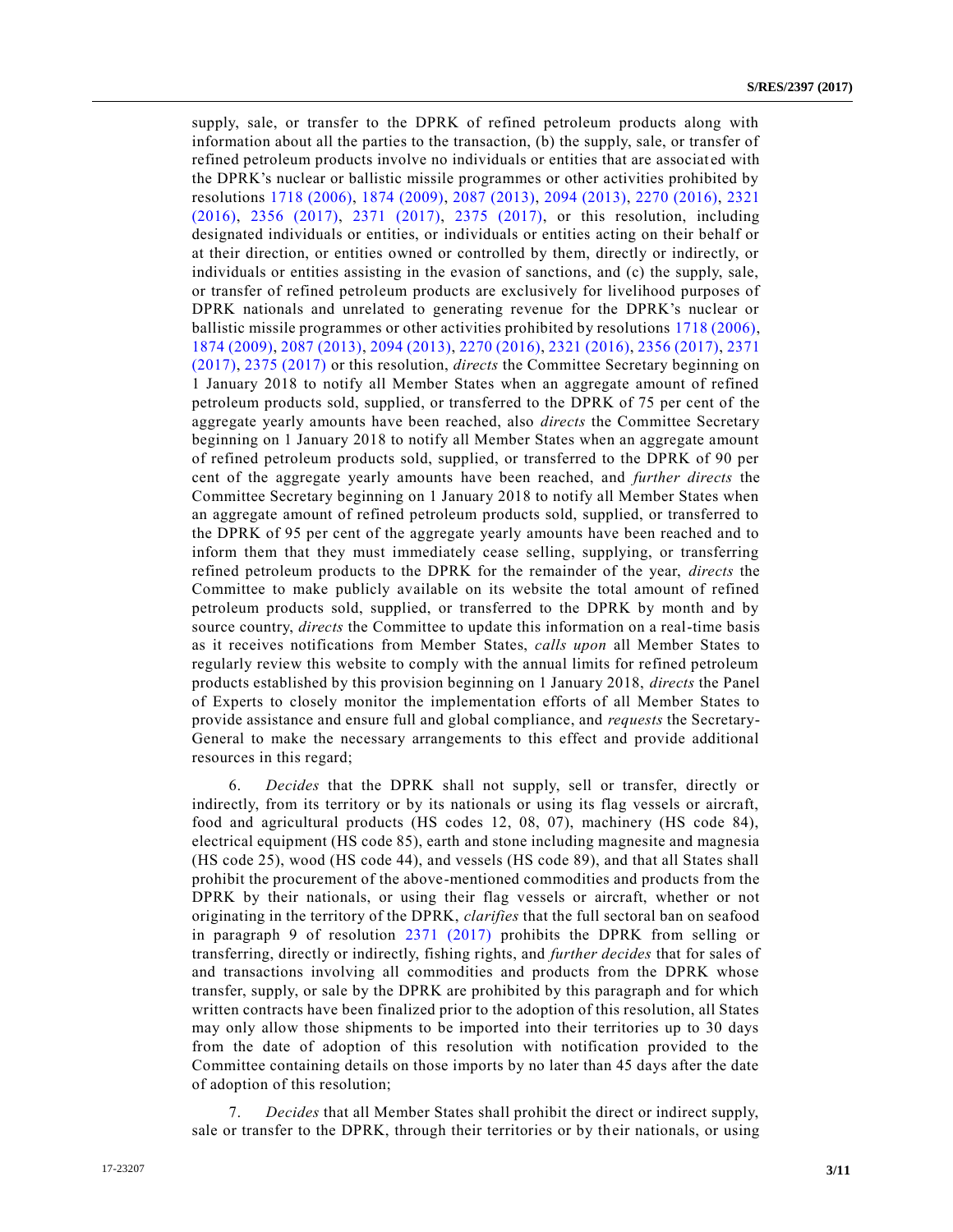supply, sale, or transfer to the DPRK of refined petroleum products along with information about all the parties to the transaction, (b) the supply, sale, or transfer of refined petroleum products involve no individuals or entities that are associated with the DPRK's nuclear or ballistic missile programmes or other activities prohibited by resolutions 1718 (2006), 1874 (2009), 2087 (2013), 2094 (2013), 2270 (2016), 2321 (2016), 2356 (2017), 2371 (2017), 2375 (2017), or this resolution, including designated individuals or entities, or individuals or entities acting on their behalf or at their direction, or entities owned or controlled by them, directly or indirectly, or individuals or entities assisting in the evasion of sanctions, and (c) the supply, sale, or transfer of refined petroleum products are exclusively for livelihood purposes of DPRK nationals and unrelated to generating revenue for the DPRK's nuclear or ballistic missile programmes or other activities prohibited by resolutions 1718 (2006), 1874 (2009), 2087 (2013), 2094 (2013), 2270 (2016), 2321 (2016), 2356 (2017), 2371 (2017), 2375 (2017) or this resolution, *directs* the Committee Secretary beginning on 1 January 2018 to notify all Member States when an aggregate amount of refined petroleum products sold, supplied, or transferred to the DPRK of 75 per cent of the aggregate yearly amounts have been reached, also *directs* the Committee Secretary beginning on 1 January 2018 to notify all Member States when an aggregate amount of refined petroleum products sold, supplied, or transferred to the DPRK of 90 per cent of the aggregate yearly amounts have been reached, and *further directs* the Committee Secretary beginning on 1 January 2018 to notify all Member States when an aggregate amount of refined petroleum products sold, supplied, or transferred to the DPRK of 95 per cent of the aggregate yearly amounts have been reached and to inform them that they must immediately cease selling, supplying, or transferring refined petroleum products to the DPRK for the remainder of the year, *directs* the Committee to make publicly available on its website the total amount of refined petroleum products sold, supplied, or transferred to the DPRK by month and by source country, *directs* the Committee to update this information on a real-time basis as it receives notifications from Member States, *calls upon* all Member States to regularly review this website to comply with the annual limits for refined petroleum products established by this provision beginning on 1 January 2018, *directs* the Panel of Experts to closely monitor the implementation efforts of all Member States to provide assistance and ensure full and global compliance, and *requests* the Secretary-General to make the necessary arrangements to this effect and provide additional resources in this regard;

6. *Decides* that the DPRK shall not supply, sell or transfer, directly or indirectly, from its territory or by its nationals or using its flag vessels or aircraft, food and agricultural products (HS codes 12, 08, 07), machinery (HS code 84), electrical equipment (HS code 85), earth and stone including magnesite and magnesia (HS code 25), wood (HS code 44), and vessels (HS code 89), and that all States shall prohibit the procurement of the above-mentioned commodities and products from the DPRK by their nationals, or using their flag vessels or aircraft, whether or not originating in the territory of the DPRK, *clarifies* that the full sectoral ban on seafood in paragraph 9 of resolution 2371 (2017) prohibits the DPRK from selling or transferring, directly or indirectly, fishing rights, and *further decides* that for sales of and transactions involving all commodities and products from the DPRK whose transfer, supply, or sale by the DPRK are prohibited by this paragraph and for which written contracts have been finalized prior to the adoption of this resolution, all States may only allow those shipments to be imported into their territories up to 30 days from the date of adoption of this resolution with notification provided to the Committee containing details on those imports by no later than 45 days after the date of adoption of this resolution;

7. *Decides* that all Member States shall prohibit the direct or indirect supply, sale or transfer to the DPRK, through their territories or by their nationals, or using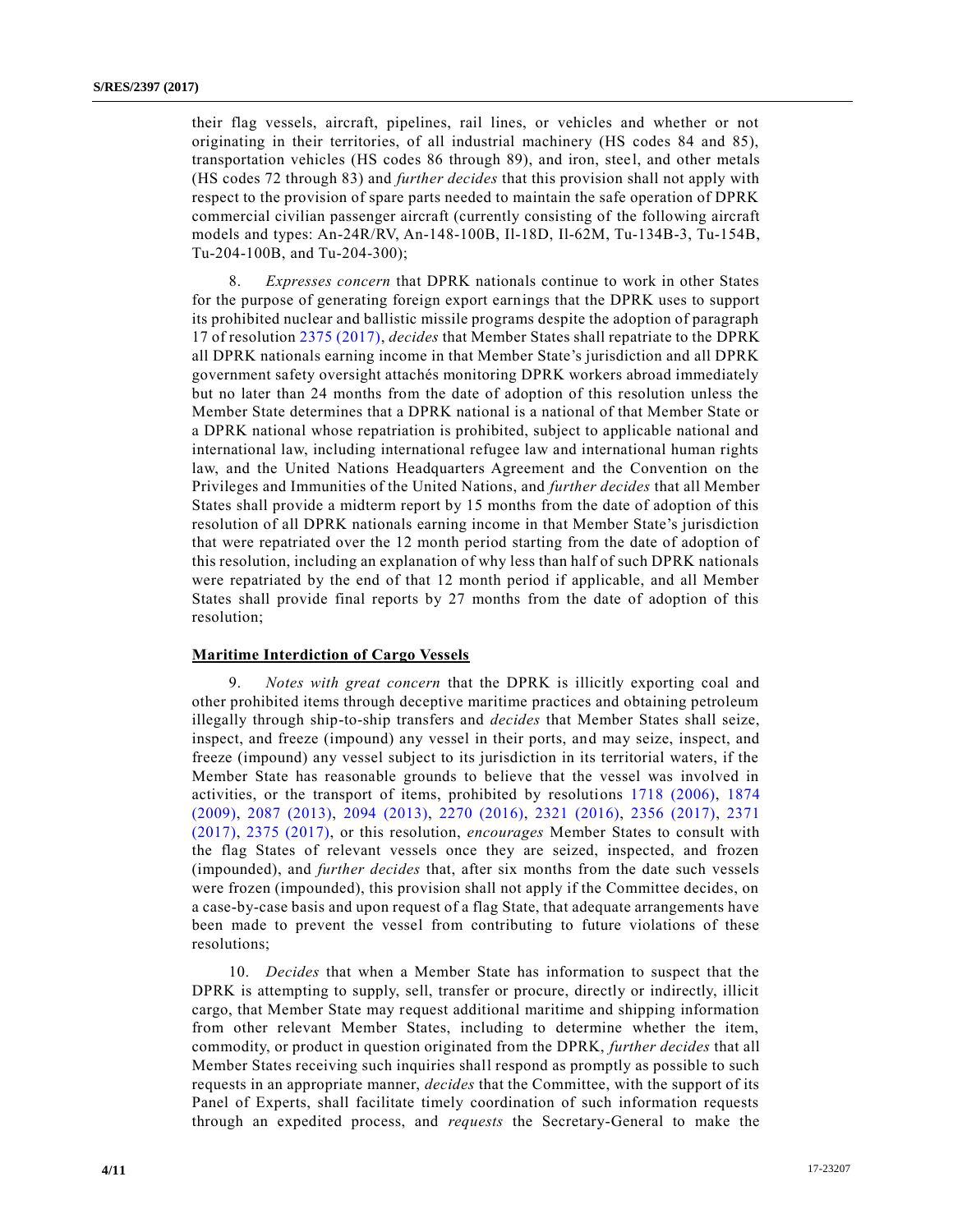their flag vessels, aircraft, pipelines, rail lines, or vehicles and whether or not originating in their territories, of all industrial machinery (HS codes 84 and 85), transportation vehicles (HS codes 86 through 89), and iron, steel, and other metals (HS codes 72 through 83) and *further decides* that this provision shall not apply with respect to the provision of spare parts needed to maintain the safe operation of DPRK commercial civilian passenger aircraft (currently consisting of the following aircraft models and types: An-24R/RV, An-148-100B, Il-18D, Il-62M, Tu-134B-3, Tu-154B, Tu-204-100B, and Tu-204-300);

8. *Expresses concern* that DPRK nationals continue to work in other States for the purpose of generating foreign export earnings that the DPRK uses to support its prohibited nuclear and ballistic missile programs despite the adoption of paragraph 17 of resolution 2375 (2017), *decides* that Member States shall repatriate to the DPRK all DPRK nationals earning income in that Member State's jurisdiction and all DPRK government safety oversight attachés monitoring DPRK workers abroad immediately but no later than 24 months from the date of adoption of this resolution unless the Member State determines that a DPRK national is a national of that Member State or a DPRK national whose repatriation is prohibited, subject to applicable national and international law, including international refugee law and international human rights law, and the United Nations Headquarters Agreement and the Convention on the Privileges and Immunities of the United Nations, and *further decides* that all Member States shall provide a midterm report by 15 months from the date of adoption of this resolution of all DPRK nationals earning income in that Member State's jurisdiction that were repatriated over the 12 month period starting from the date of adoption of this resolution, including an explanation of why less than half of such DPRK nationals were repatriated by the end of that 12 month period if applicable, and all Member States shall provide final reports by 27 months from the date of adoption of this resolution;

**Maritime Interdiction of Cargo Vessels**

9. *Notes with great concern* that the DPRK is illicitly exporting coal and other prohibited items through deceptive maritime practices and obtaining petroleum illegally through ship-to-ship transfers and *decides* that Member States shall seize, inspect, and freeze (impound) any vessel in their ports, and may seize, inspect, and freeze (impound) any vessel subject to its jurisdiction in its territorial waters, if the Member State has reasonable grounds to believe that the vessel was involved in activities, or the transport of items, prohibited by resolutions 1718 (2006), 1874 (2009), 2087 (2013), 2094 (2013), 2270 (2016), 2321 (2016), 2356 (2017), 2371 (2017), 2375 (2017), or this resolution, *encourages* Member States to consult with the flag States of relevant vessels once they are seized, inspected, and frozen (impounded), and *further decides* that, after six months from the date such vessels were frozen (impounded), this provision shall not apply if the Committee decides, on a case-by-case basis and upon request of a flag State, that adequate arrangements have been made to prevent the vessel from contributing to future violations of these resolutions;

10. *Decides* that when a Member State has information to suspect that the DPRK is attempting to supply, sell, transfer or procure, directly or indirectly, illicit cargo, that Member State may request additional maritime and shipping information from other relevant Member States, including to determine whether the item, commodity, or product in question originated from the DPRK, *further decides* that all Member States receiving such inquiries shall respond as promptly as possible to such requests in an appropriate manner, *decides* that the Committee, with the support of its Panel of Experts, shall facilitate timely coordination of such information requests through an expedited process, and *requests* the Secretary-General to make the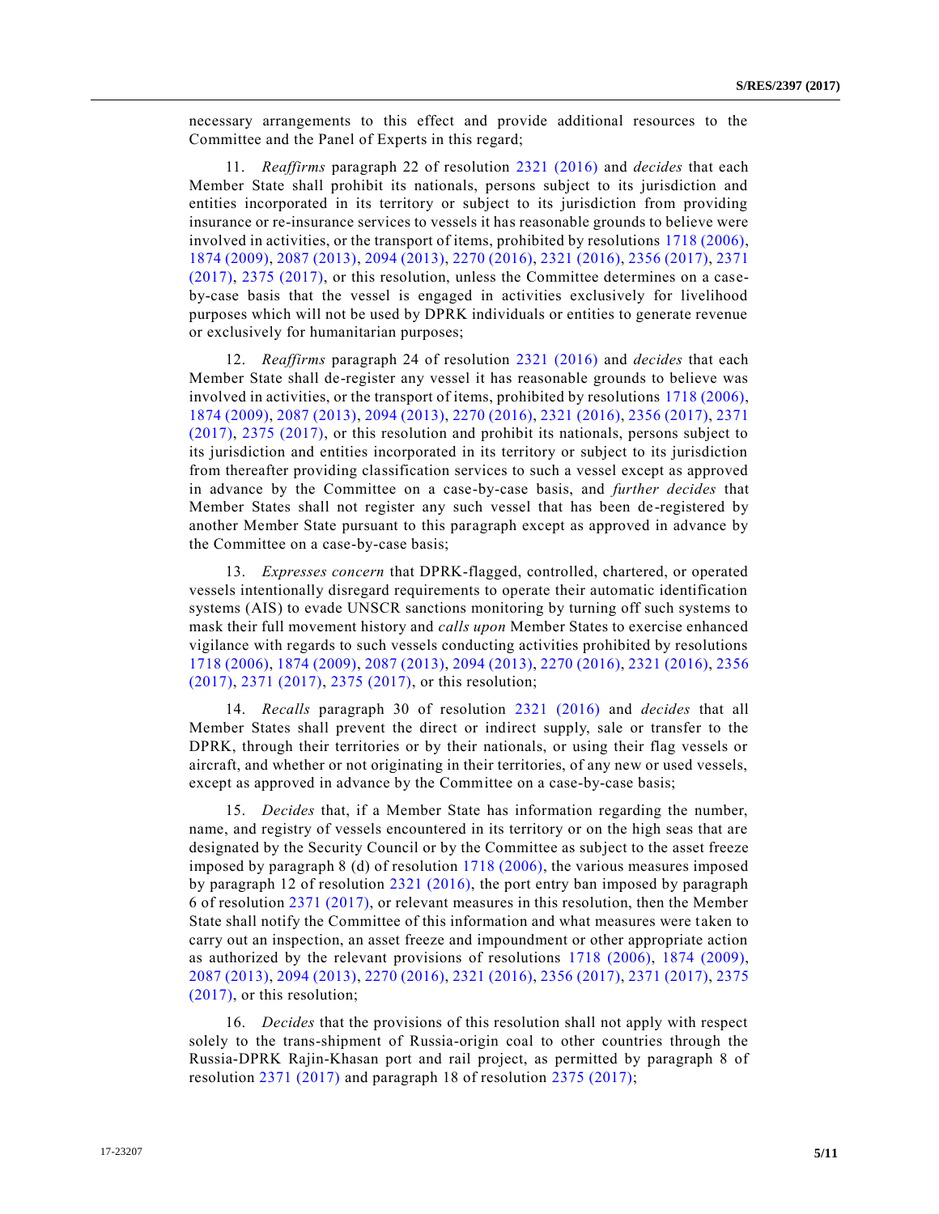necessary arrangements to this effect and provide additional resources to the Committee and the Panel of Experts in this regard;

11. *Reaffirms* paragraph 22 of resolution 2321 (2016) and *decides* that each Member State shall prohibit its nationals, persons subject to its jurisdiction and entities incorporated in its territory or subject to its jurisdiction from providing insurance or re-insurance services to vessels it has reasonable grounds to believe were involved in activities, or the transport of items, prohibited by resolutions 1718 (2006), 1874 (2009), 2087 (2013), 2094 (2013), 2270 (2016), 2321 (2016), 2356 (2017), 2371 (2017), 2375 (2017), or this resolution, unless the Committee determines on a case-by-case basis that the vessel is engaged in activities exclusively for livelihood purposes which will not be used by DPRK individuals or entities to generate revenue or exclusively for humanitarian purposes;

12. *Reaffirms* paragraph 24 of resolution 2321 (2016) and *decides* that each Member State shall de-register any vessel it has reasonable grounds to believe was involved in activities, or the transport of items, prohibited by resolutions 1718 (2006), 1874 (2009), 2087 (2013), 2094 (2013), 2270 (2016), 2321 (2016), 2356 (2017), 2371 (2017), 2375 (2017), or this resolution and prohibit its nationals, persons subject to its jurisdiction and entities incorporated in its territory or subject to its jurisdiction from thereafter providing classification services to such a vessel except as approved in advance by the Committee on a case-by-case basis, and *further decides* that Member States shall not register any such vessel that has been de-registered by another Member State pursuant to this paragraph except as approved in advance by the Committee on a case-by-case basis;

13. *Expresses concern* that DPRK-flagged, controlled, chartered, or operated vessels intentionally disregard requirements to operate their automatic identification systems (AIS) to evade UNSCR sanctions monitoring by turning off such systems to mask their full movement history and *calls upon* Member States to exercise enhanced vigilance with regards to such vessels conducting activities prohibited by resolutions 1718 (2006), 1874 (2009), 2087 (2013), 2094 (2013), 2270 (2016), 2321 (2016), 2356 (2017), 2371 (2017), 2375 (2017), or this resolution;

14. *Recalls* paragraph 30 of resolution 2321 (2016) and *decides* that all Member States shall prevent the direct or indirect supply, sale or transfer to the DPRK, through their territories or by their nationals, or using their flag vessels or aircraft, and whether or not originating in their territories, of any new or used vessels, except as approved in advance by the Committee on a case-by-case basis;

15. *Decides* that, if a Member State has information regarding the number, name, and registry of vessels encountered in its territory or on the high seas that are designated by the Security Council or by the Committee as subject to the asset freeze imposed by paragraph 8 (d) of resolution 1718 (2006), the various measures imposed by paragraph 12 of resolution 2321 (2016), the port entry ban imposed by paragraph 6 of resolution 2371 (2017), or relevant measures in this resolution, then the Member State shall notify the Committee of this information and what measures were taken to carry out an inspection, an asset freeze and impoundment or other appropriate action as authorized by the relevant provisions of resolutions 1718 (2006), 1874 (2009), 2087 (2013), 2094 (2013), 2270 (2016), 2321 (2016), 2356 (2017), 2371 (2017), 2375 (2017), or this resolution;

16. *Decides* that the provisions of this resolution shall not apply with respect solely to the trans-shipment of Russia-origin coal to other countries through the Russia-DPRK Rajin-Khasan port and rail project, as permitted by paragraph 8 of resolution 2371 (2017) and paragraph 18 of resolution 2375 (2017);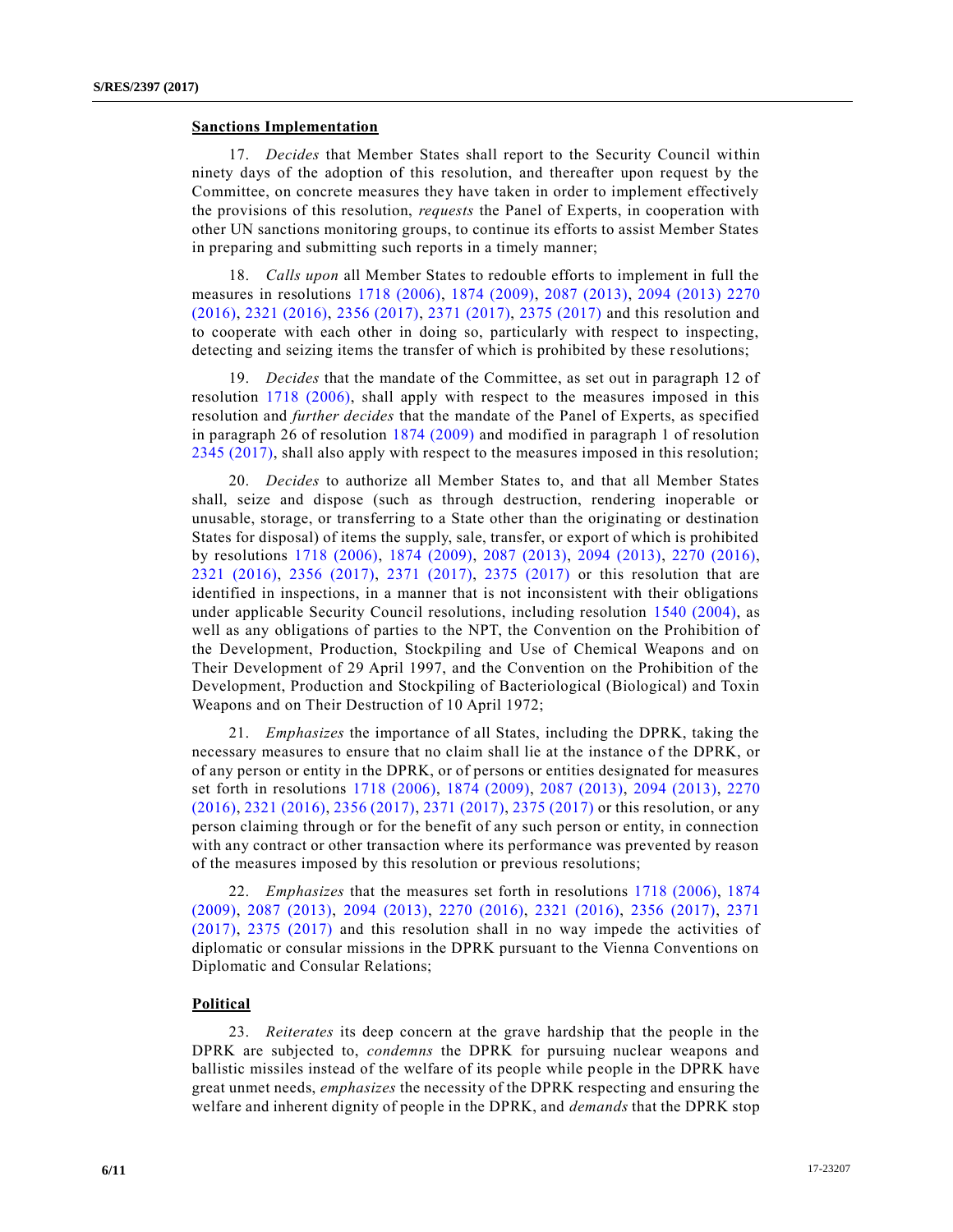**Sanctions Implementation**

17. *Decides* that Member States shall report to the Security Council within ninety days of the adoption of this resolution, and thereafter upon request by the Committee, on concrete measures they have taken in order to implement effectively the provisions of this resolution, *requests* the Panel of Experts, in cooperation with other UN sanctions monitoring groups, to continue its efforts to assist Member States in preparing and submitting such reports in a timely manner;

18. *Calls upon* all Member States to redouble efforts to implement in full the measures in resolutions 1718 (2006), 1874 (2009), 2087 (2013), 2094 (2013) 2270 (2016), 2321 (2016), 2356 (2017), 2371 (2017), 2375 (2017) and this resolution and to cooperate with each other in doing so, particularly with respect to inspecting, detecting and seizing items the transfer of which is prohibited by these resolutions;

19. *Decides* that the mandate of the Committee, as set out in paragraph 12 of resolution 1718 (2006), shall apply with respect to the measures imposed in this resolution and *further decides* that the mandate of the Panel of Experts, as specified in paragraph 26 of resolution 1874 (2009) and modified in paragraph 1 of resolution 2345 (2017), shall also apply with respect to the measures imposed in this resolution;

20. *Decides* to authorize all Member States to, and that all Member States shall, seize and dispose (such as through destruction, rendering inoperable or unusable, storage, or transferring to a State other than the originating or destination States for disposal) of items the supply, sale, transfer, or export of which is prohibited by resolutions 1718 (2006), 1874 (2009), 2087 (2013), 2094 (2013), 2270 (2016), 2321 (2016), 2356 (2017), 2371 (2017), 2375 (2017) or this resolution that are identified in inspections, in a manner that is not inconsistent with their obligations under applicable Security Council resolutions, including resolution 1540 (2004), as well as any obligations of parties to the NPT, the Convention on the Prohibition of the Development, Production, Stockpiling and Use of Chemical Weapons and on Their Development of 29 April 1997, and the Convention on the Prohibition of the Development, Production and Stockpiling of Bacteriological (Biological) and Toxin Weapons and on Their Destruction of 10 April 1972;

21. *Emphasizes* the importance of all States, including the DPRK, taking the necessary measures to ensure that no claim shall lie at the instance of the DPRK, or of any person or entity in the DPRK, or of persons or entities designated for measures set forth in resolutions 1718 (2006), 1874 (2009), 2087 (2013), 2094 (2013), 2270 (2016), 2321 (2016), 2356 (2017), 2371 (2017), 2375 (2017) or this resolution, or any person claiming through or for the benefit of any such person or entity, in connection with any contract or other transaction where its performance was prevented by reason of the measures imposed by this resolution or previous resolutions;

22. *Emphasizes* that the measures set forth in resolutions 1718 (2006), 1874 (2009), 2087 (2013), 2094 (2013), 2270 (2016), 2321 (2016), 2356 (2017), 2371 (2017), 2375 (2017) and this resolution shall in no way impede the activities of diplomatic or consular missions in the DPRK pursuant to the Vienna Conventions on Diplomatic and Consular Relations;

**Political**

23. *Reiterates* its deep concern at the grave hardship that the people in the DPRK are subjected to, *condemns* the DPRK for pursuing nuclear weapons and ballistic missiles instead of the welfare of its people while people in the DPRK have great unmet needs, *emphasizes* the necessity of the DPRK respecting and ensuring the welfare and inherent dignity of people in the DPRK, and *demands* that the DPRK stop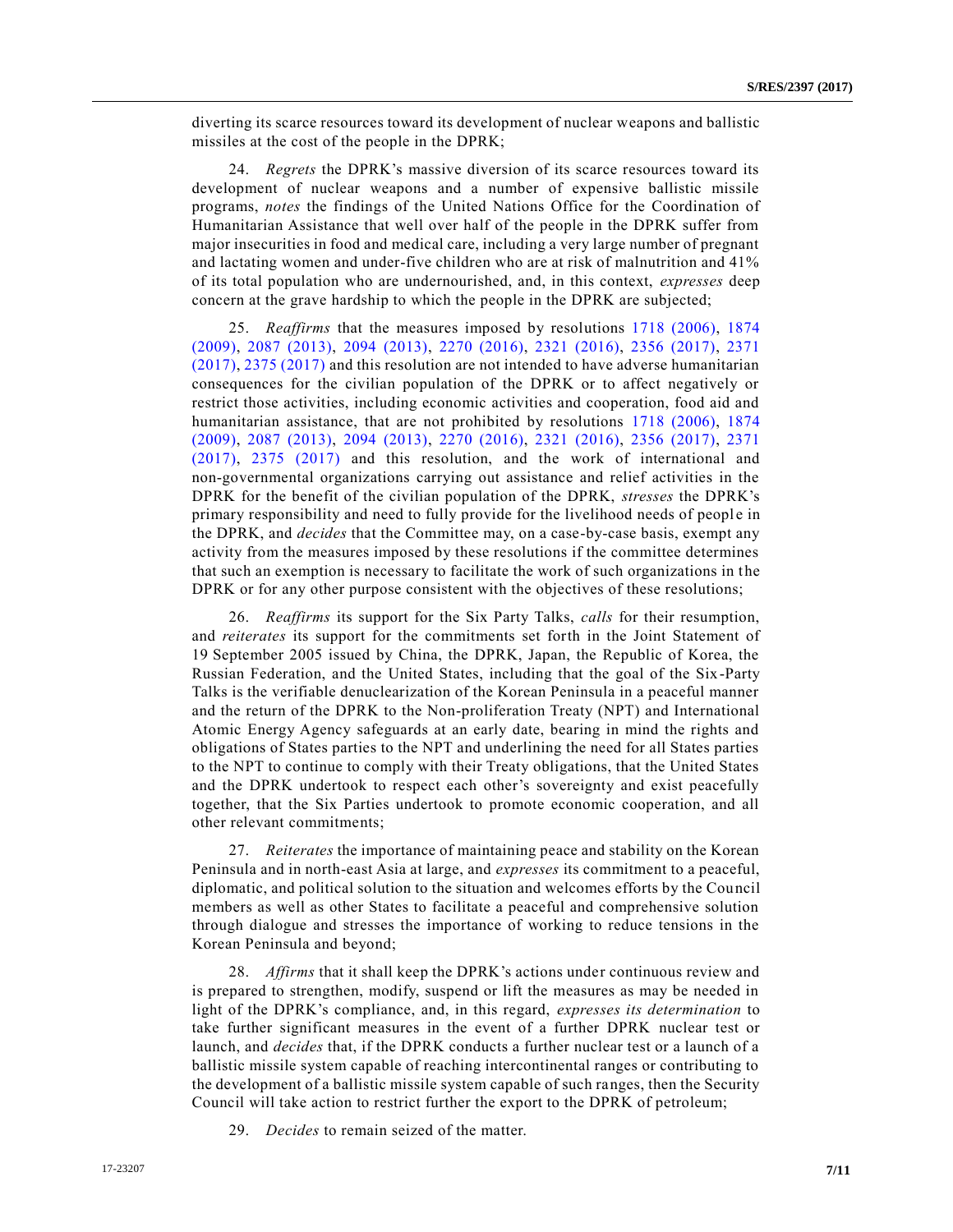diverting its scarce resources toward its development of nuclear weapons and ballistic missiles at the cost of the people in the DPRK;

24. *Regrets* the DPRK's massive diversion of its scarce resources toward its development of nuclear weapons and a number of expensive ballistic missile programs, *notes* the findings of the United Nations Office for the Coordination of Humanitarian Assistance that well over half of the people in the DPRK suffer from major insecurities in food and medical care, including a very large number of pregnant and lactating women and under-five children who are at risk of malnutrition and 41% of its total population who are undernourished, and, in this context, *expresses* deep concern at the grave hardship to which the people in the DPRK are subjected;

25. *Reaffirms* that the measures imposed by resolutions 1718 (2006), 1874 (2009), 2087 (2013), 2094 (2013), 2270 (2016), 2321 (2016), 2356 (2017), 2371 (2017), 2375 (2017) and this resolution are not intended to have adverse humanitarian consequences for the civilian population of the DPRK or to affect negatively or restrict those activities, including economic activities and cooperation, food aid and humanitarian assistance, that are not prohibited by resolutions 1718 (2006), 1874 (2009), 2087 (2013), 2094 (2013), 2270 (2016), 2321 (2016), 2356 (2017), 2371 (2017), 2375 (2017) and this resolution, and the work of international and non-governmental organizations carrying out assistance and relief activities in the DPRK for the benefit of the civilian population of the DPRK, *stresses* the DPRK's primary responsibility and need to fully provide for the livelihood needs of people in the DPRK, and *decides* that the Committee may, on a case-by-case basis, exempt any activity from the measures imposed by these resolutions if the committee determines that such an exemption is necessary to facilitate the work of such organizations in the DPRK or for any other purpose consistent with the objectives of these resolutions;

26. *Reaffirms* its support for the Six Party Talks, *calls* for their resumption, and *reiterates* its support for the commitments set forth in the Joint Statement of 19 September 2005 issued by China, the DPRK, Japan, the Republic of Korea, the Russian Federation, and the United States, including that the goal of the Six-Party Talks is the verifiable denuclearization of the Korean Peninsula in a peaceful manner and the return of the DPRK to the Non-proliferation Treaty (NPT) and International Atomic Energy Agency safeguards at an early date, bearing in mind the rights and obligations of States parties to the NPT and underlining the need for all States parties to the NPT to continue to comply with their Treaty obligations, that the United States and the DPRK undertook to respect each other's sovereignty and exist peacefully together, that the Six Parties undertook to promote economic cooperation, and all other relevant commitments;

27. *Reiterates* the importance of maintaining peace and stability on the Korean Peninsula and in north-east Asia at large, and *expresses* its commitment to a peaceful, diplomatic, and political solution to the situation and welcomes efforts by the Council members as well as other States to facilitate a peaceful and comprehensive solution through dialogue and stresses the importance of working to reduce tensions in the Korean Peninsula and beyond;

28. *Affirms* that it shall keep the DPRK's actions under continuous review and is prepared to strengthen, modify, suspend or lift the measures as may be needed in light of the DPRK's compliance, and, in this regard, *expresses its determination* to take further significant measures in the event of a further DPRK nuclear test or launch, and *decides* that, if the DPRK conducts a further nuclear test or a launch of a ballistic missile system capable of reaching intercontinental ranges or contributing to the development of a ballistic missile system capable of such ranges, then the Security Council will take action to restrict further the export to the DPRK of petroleum;

29. *Decides* to remain seized of the matter.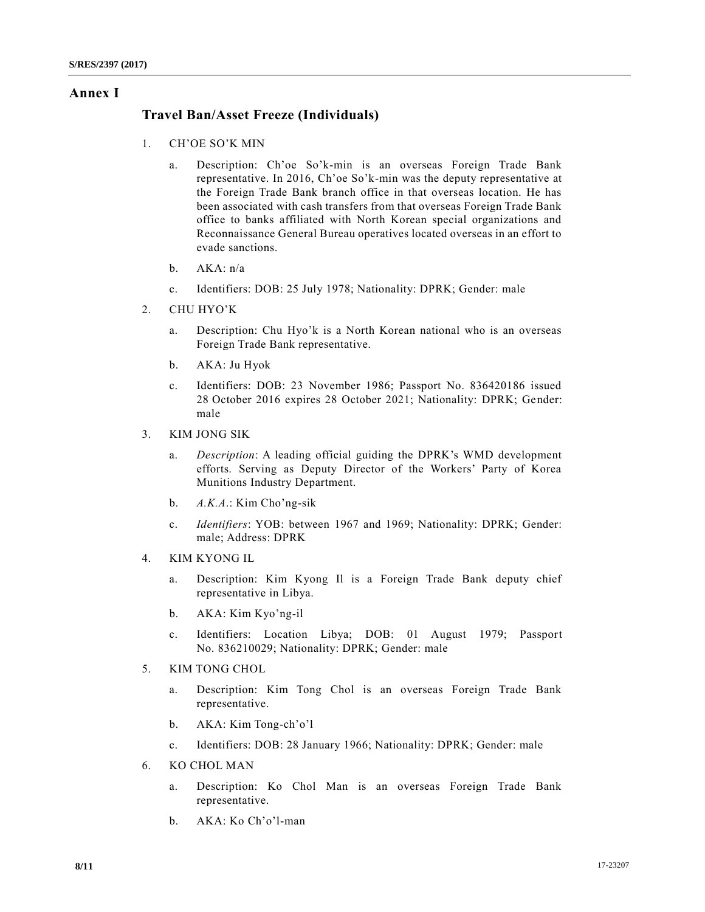## Annex I

### Travel Ban/Asset Freeze (Individuals)

1. CH'OE SO'K MIN

   a. Description: Ch'oe So'k-min is an overseas Foreign Trade Bank representative. In 2016, Ch'oe So'k-min was the deputy representative at the Foreign Trade Bank branch office in that overseas location. He has been associated with cash transfers from that overseas Foreign Trade Bank office to banks affiliated with North Korean special organizations and Reconnaissance General Bureau operatives located overseas in an effort to evade sanctions.

   b. AKA: n/a

   c. Identifiers: DOB: 25 July 1978; Nationality: DPRK; Gender: male

2. CHU HYO'K

   a. Description: Chu Hyo'k is a North Korean national who is an overseas Foreign Trade Bank representative.

   b. AKA: Ju Hyok

   c. Identifiers: DOB: 23 November 1986; Passport No. 836420186 issued 28 October 2016 expires 28 October 2021; Nationality: DPRK; Gender: male

3. KIM JONG SIK

   a. *Description*: A leading official guiding the DPRK's WMD development efforts. Serving as Deputy Director of the Workers' Party of Korea Munitions Industry Department.

   b. *A.K.A.*: Kim Cho'ng-sik

   c. *Identifiers*: YOB: between 1967 and 1969; Nationality: DPRK; Gender: male; Address: DPRK

4. KIM KYONG IL

   a. Description: Kim Kyong Il is a Foreign Trade Bank deputy chief representative in Libya.

   b. AKA: Kim Kyo'ng-il

   c. Identifiers: Location Libya; DOB: 01 August 1979; Passport No. 836210029; Nationality: DPRK; Gender: male

5. KIM TONG CHOL

   a. Description: Kim Tong Chol is an overseas Foreign Trade Bank representative.

   b. AKA: Kim Tong-ch'o'l

   c. Identifiers: DOB: 28 January 1966; Nationality: DPRK; Gender: male

6. KO CHOL MAN

   a. Description: Ko Chol Man is an overseas Foreign Trade Bank representative.

   b. AKA: Ko Ch'o'l-man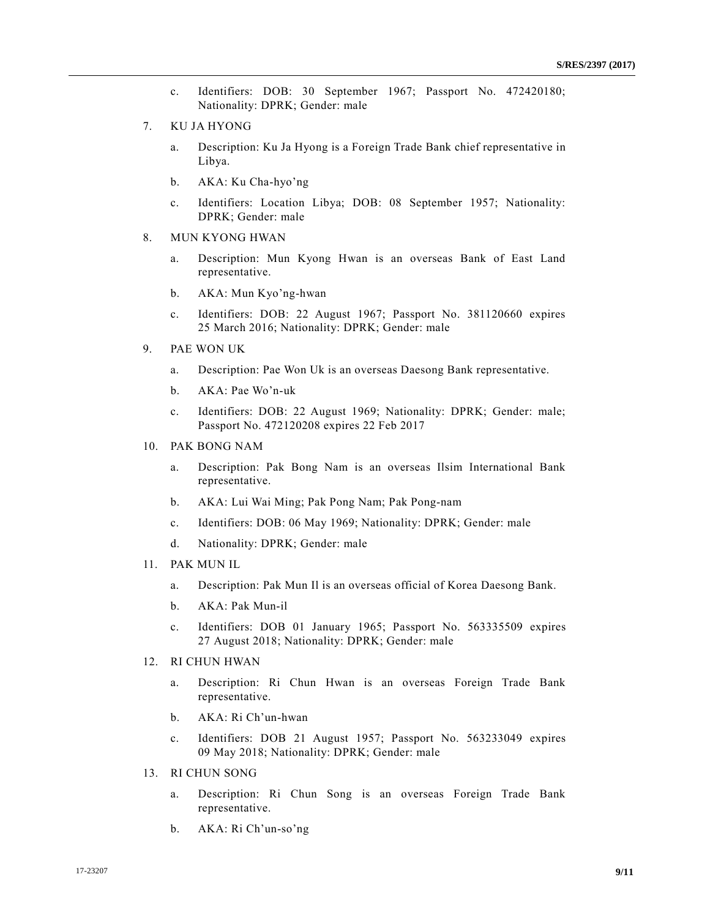c. Identifiers: DOB: 30 September 1967; Passport No. 472420180; Nationality: DPRK; Gender: male

7. KU JA HYONG

   a. Description: Ku Ja Hyong is a Foreign Trade Bank chief representative in Libya.

   b. AKA: Ku Cha-hyo'ng

   c. Identifiers: Location Libya; DOB: 08 September 1957; Nationality: DPRK; Gender: male

8. MUN KYONG HWAN

   a. Description: Mun Kyong Hwan is an overseas Bank of East Land representative.

   b. AKA: Mun Kyo'ng-hwan

   c. Identifiers: DOB: 22 August 1967; Passport No. 381120660 expires 25 March 2016; Nationality: DPRK; Gender: male

9. PAE WON UK

   a. Description: Pae Won Uk is an overseas Daesong Bank representative.

   b. AKA: Pae Wo'n-uk

   c. Identifiers: DOB: 22 August 1969; Nationality: DPRK; Gender: male; Passport No. 472120208 expires 22 Feb 2017

10. PAK BONG NAM

    a. Description: Pak Bong Nam is an overseas Ilsim International Bank representative.

    b. AKA: Lui Wai Ming; Pak Pong Nam; Pak Pong-nam

    c. Identifiers: DOB: 06 May 1969; Nationality: DPRK; Gender: male

    d. Nationality: DPRK; Gender: male

11. PAK MUN IL

    a. Description: Pak Mun Il is an overseas official of Korea Daesong Bank.

    b. AKA: Pak Mun-il

    c. Identifiers: DOB 01 January 1965; Passport No. 563335509 expires 27 August 2018; Nationality: DPRK; Gender: male

12. RI CHUN HWAN

    a. Description: Ri Chun Hwan is an overseas Foreign Trade Bank representative.

    b. AKA: Ri Ch'un-hwan

    c. Identifiers: DOB 21 August 1957; Passport No. 563233049 expires 09 May 2018; Nationality: DPRK; Gender: male

13. RI CHUN SONG

    a. Description: Ri Chun Song is an overseas Foreign Trade Bank representative.

    b. AKA: Ri Ch'un-so'ng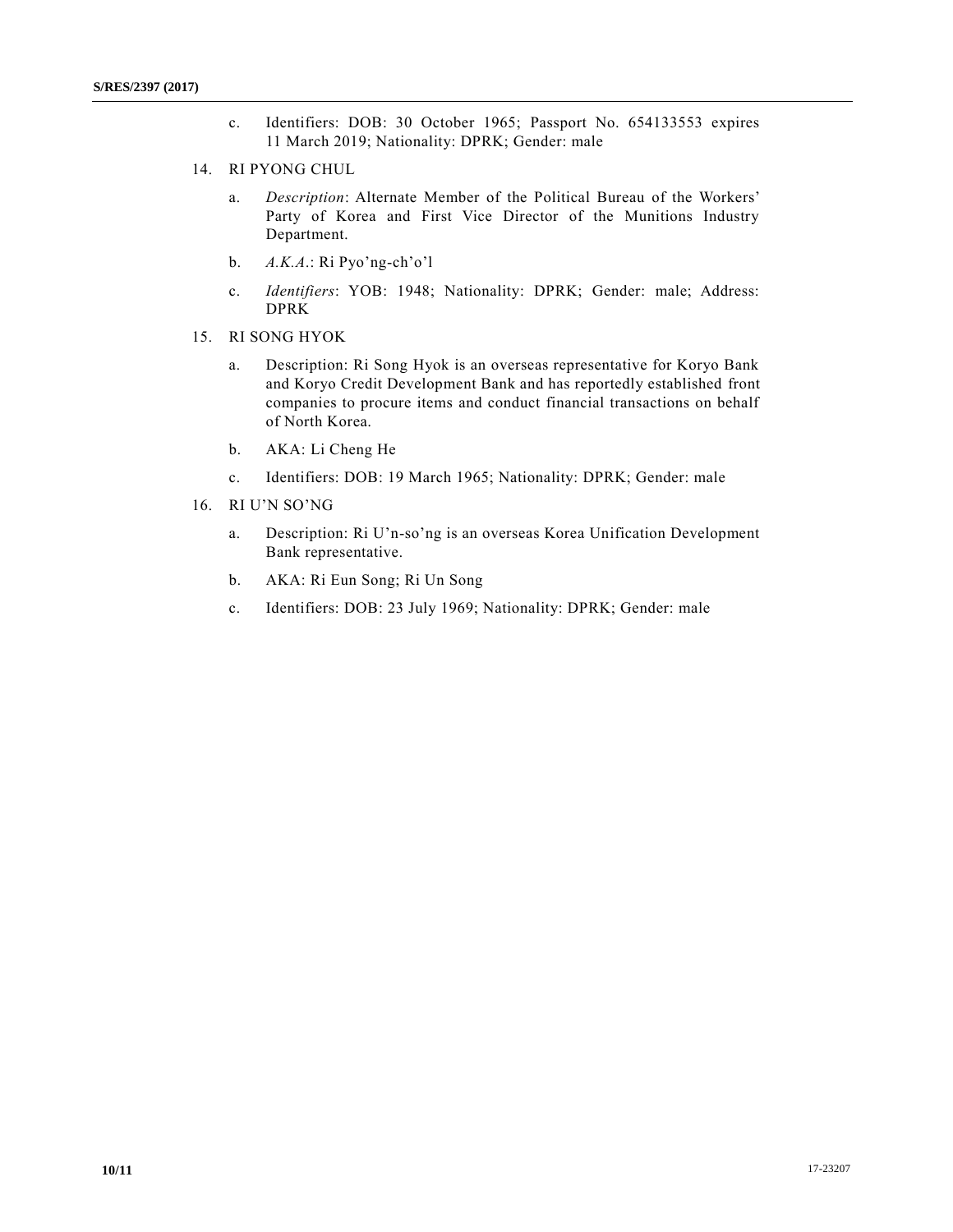c. Identifiers: DOB: 30 October 1965; Passport No. 654133553 expires 11 March 2019; Nationality: DPRK; Gender: male

14. RI PYONG CHUL

    a. *Description*: Alternate Member of the Political Bureau of the Workers' Party of Korea and First Vice Director of the Munitions Industry Department.

    b. *A.K.A.*: Ri Pyo'ng-ch'o'l

    c. *Identifiers*: YOB: 1948; Nationality: DPRK; Gender: male; Address: DPRK

15. RI SONG HYOK

    a. Description: Ri Song Hyok is an overseas representative for Koryo Bank and Koryo Credit Development Bank and has reportedly established front companies to procure items and conduct financial transactions on behalf of North Korea.

    b. AKA: Li Cheng He

    c. Identifiers: DOB: 19 March 1965; Nationality: DPRK; Gender: male

16. RI U'N SO'NG

    a. Description: Ri U'n-so'ng is an overseas Korea Unification Development Bank representative.

    b. AKA: Ri Eun Song; Ri Un Song

    c. Identifiers: DOB: 23 July 1969; Nationality: DPRK; Gender: male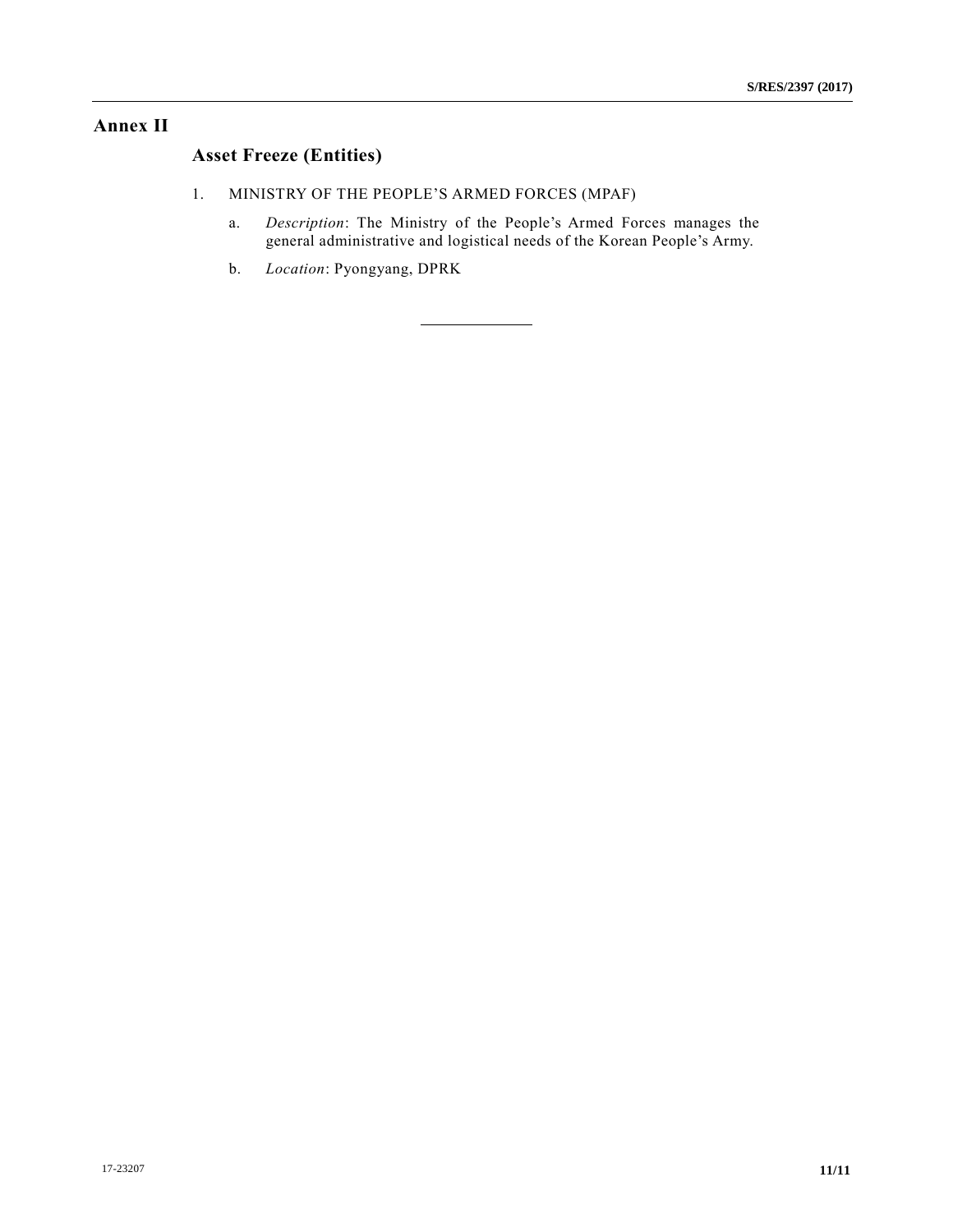# Annex II

## Asset Freeze (Entities)

1. MINISTRY OF THE PEOPLE'S ARMED FORCES (MPAF)

   a. *Description*: The Ministry of the People's Armed Forces manages the general administrative and logistical needs of the Korean People's Army.

   b. *Location*: Pyongyang, DPRK